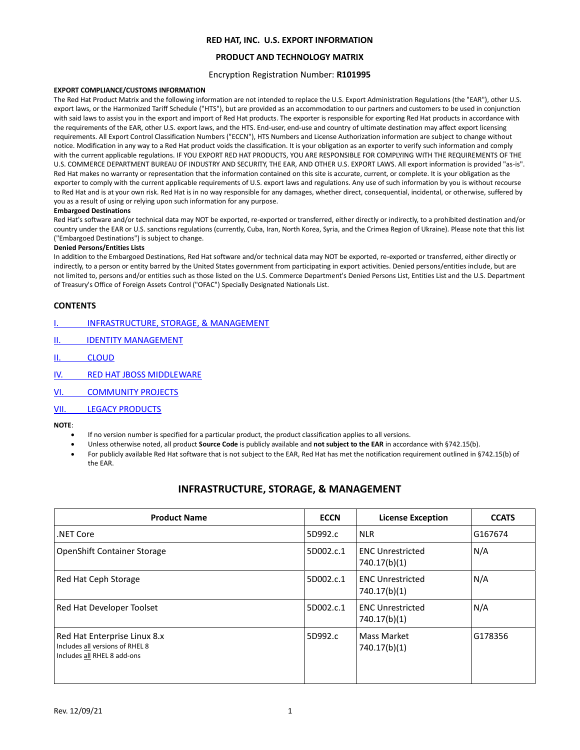# RED HAT, INC. U.S. EXPORT INFORMATION

## PRODUCT AND TECHNOLOGY MATRIX

Encryption Registration Number: **R101995**

**EXPORT COMPLIANCE/CUSTOMS INFORMATION**

The Red Hat Product Matrix and the following information are not intended to replace the U.S. Export Administration Regulations (the "EAR"), other U.S. export laws, or the Harmonized Tariff Schedule ("HTS"), but are provided as an accommodation to our partners and customers to be used in conjunction with said laws to assist you in the export and import of Red Hat products. The exporter is responsible for exporting Red Hat products in accordance with the requirements of the EAR, other U.S. export laws, and the HTS. End-user, end-use and country of ultimate destination may affect export licensing requirements. All Export Control Classification Numbers ("ECCN"), HTS Numbers and License Authorization information are subject to change without notice. Modification in any way to a Red Hat product voids the classification. It is your obligation as an exporter to verify such information and comply with the current applicable regulations. IF YOU EXPORT RED HAT PRODUCTS, YOU ARE RESPONSIBLE FOR COMPLYING WITH THE REQUIREMENTS OF THE U.S. COMMERCE DEPARTMENT BUREAU OF INDUSTRY AND SECURITY, THE EAR, AND OTHER U.S. EXPORT LAWS. All export information is provided "as-is". Red Hat makes no warranty or representation that the information contained on this site is accurate, current, or complete. It is your obligation as the exporter to comply with the current applicable requirements of U.S. export laws and regulations. Any use of such information by you is without recourse to Red Hat and is at your own risk. Red Hat is in no way responsible for any damages, whether direct, consequential, incidental, or otherwise, suffered by you as a result of using or relying upon such information for any purpose.

**Embargoed Destinations**

Red Hat's software and/or technical data may NOT be exported, re-exported or transferred, either directly or indirectly, to a prohibited destination and/or country under the EAR or U.S. sanctions regulations (currently, Cuba, Iran, North Korea, Syria, and the Crimea Region of Ukraine). Please note that this list ("Embargoed Destinations") is subject to change.

**Denied Persons/Entities Lists**

In addition to the Embargoed Destinations, Red Hat software and/or technical data may NOT be exported, re-exported or transferred, either directly or indirectly, to a person or entity barred by the United States government from participating in export activities. Denied persons/entities include, but are not limited to, persons and/or entities such as those listed on the U.S. Commerce Department's Denied Persons List, Entities List and the U.S. Department of Treasury's Office of Foreign Assets Control ("OFAC") Specially Designated Nationals List.

**CONTENTS**

I. INFRASTRUCTURE, STORAGE, & MANAGEMENT

II. IDENTITY MANAGEMENT

II. CLOUD

IV. RED HAT JBOSS MIDDLEWARE

VI. COMMUNITY PROJECTS

VII. LEGACY PRODUCTS

**NOTE**:

- If no version number is specified for a particular product, the product classification applies to all versions.
- Unless otherwise noted, all product **Source Code** is publicly available and **not subject to the EAR** in accordance with §742.15(b).
- For publicly available Red Hat software that is not subject to the EAR, Red Hat has met the notification requirement outlined in §742.15(b) of the EAR.

## INFRASTRUCTURE, STORAGE, & MANAGEMENT

| Product Name | ECCN | License Exception | CCATS |
|---|---|---|---|
| .NET Core | 5D992.c | NLR | G167674 |
| OpenShift Container Storage | 5D002.c.1 | ENC Unrestricted 740.17(b)(1) | N/A |
| Red Hat Ceph Storage | 5D002.c.1 | ENC Unrestricted 740.17(b)(1) | N/A |
| Red Hat Developer Toolset | 5D002.c.1 | ENC Unrestricted 740.17(b)(1) | N/A |
| Red Hat Enterprise Linux 8.x<br>Includes <u>all</u> versions of RHEL 8<br>Includes <u>all</u> RHEL 8 add-ons | 5D992.c | Mass Market 740.17(b)(1) | G178356 |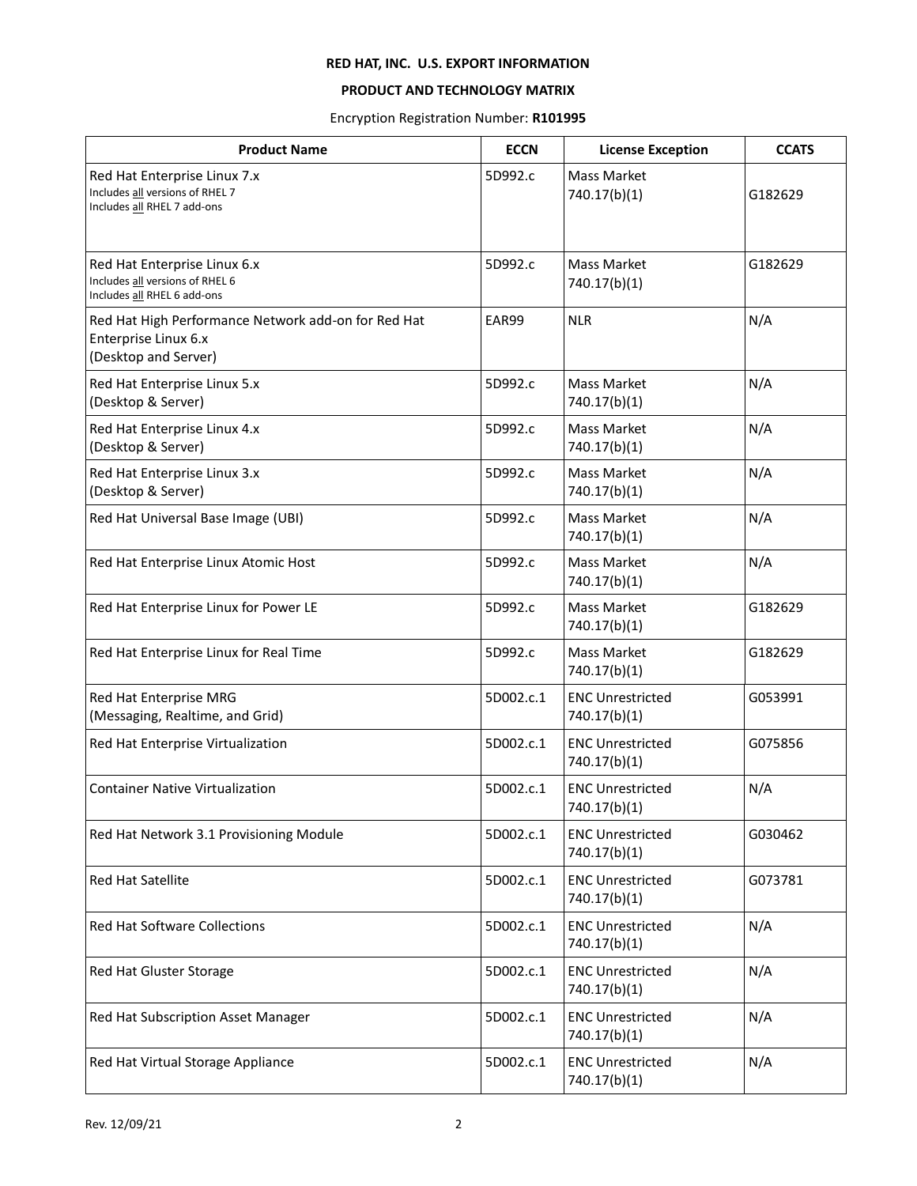**RED HAT, INC. U.S. EXPORT INFORMATION**

**PRODUCT AND TECHNOLOGY MATRIX**

Encryption Registration Number: **R101995**

| Product Name | ECCN | License Exception | CCATS |
|---|---|---|---|
| Red Hat Enterprise Linux 7.x<br>Includes all versions of RHEL 7<br>Includes all RHEL 7 add-ons | 5D992.c | Mass Market<br>740.17(b)(1) | G182629 |
| Red Hat Enterprise Linux 6.x<br>Includes all versions of RHEL 6<br>Includes all RHEL 6 add-ons | 5D992.c | Mass Market<br>740.17(b)(1) | G182629 |
| Red Hat High Performance Network add-on for Red Hat Enterprise Linux 6.x<br>(Desktop and Server) | EAR99 | NLR | N/A |
| Red Hat Enterprise Linux 5.x<br>(Desktop & Server) | 5D992.c | Mass Market<br>740.17(b)(1) | N/A |
| Red Hat Enterprise Linux 4.x<br>(Desktop & Server) | 5D992.c | Mass Market<br>740.17(b)(1) | N/A |
| Red Hat Enterprise Linux 3.x<br>(Desktop & Server) | 5D992.c | Mass Market<br>740.17(b)(1) | N/A |
| Red Hat Universal Base Image (UBI) | 5D992.c | Mass Market<br>740.17(b)(1) | N/A |
| Red Hat Enterprise Linux Atomic Host | 5D992.c | Mass Market<br>740.17(b)(1) | N/A |
| Red Hat Enterprise Linux for Power LE | 5D992.c | Mass Market<br>740.17(b)(1) | G182629 |
| Red Hat Enterprise Linux for Real Time | 5D992.c | Mass Market<br>740.17(b)(1) | G182629 |
| Red Hat Enterprise MRG<br>(Messaging, Realtime, and Grid) | 5D002.c.1 | ENC Unrestricted<br>740.17(b)(1) | G053991 |
| Red Hat Enterprise Virtualization | 5D002.c.1 | ENC Unrestricted<br>740.17(b)(1) | G075856 |
| Container Native Virtualization | 5D002.c.1 | ENC Unrestricted<br>740.17(b)(1) | N/A |
| Red Hat Network 3.1 Provisioning Module | 5D002.c.1 | ENC Unrestricted<br>740.17(b)(1) | G030462 |
| Red Hat Satellite | 5D002.c.1 | ENC Unrestricted<br>740.17(b)(1) | G073781 |
| Red Hat Software Collections | 5D002.c.1 | ENC Unrestricted<br>740.17(b)(1) | N/A |
| Red Hat Gluster Storage | 5D002.c.1 | ENC Unrestricted<br>740.17(b)(1) | N/A |
| Red Hat Subscription Asset Manager | 5D002.c.1 | ENC Unrestricted<br>740.17(b)(1) | N/A |
| Red Hat Virtual Storage Appliance | 5D002.c.1 | ENC Unrestricted<br>740.17(b)(1) | N/A |

Rev. 12/09/21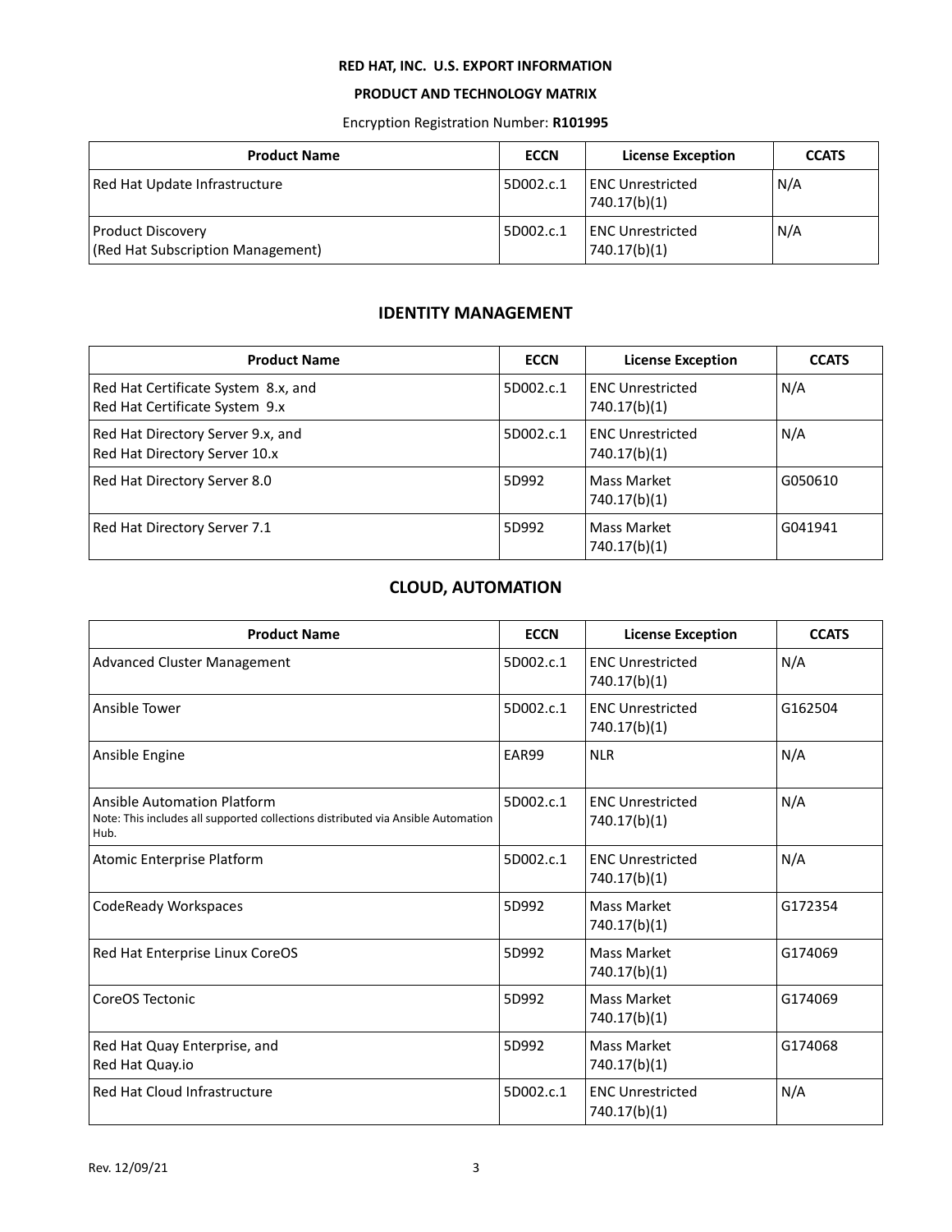**RED HAT, INC. U.S. EXPORT INFORMATION**

**PRODUCT AND TECHNOLOGY MATRIX**

Encryption Registration Number: **R101995**

| Product Name | ECCN | License Exception | CCATS |
|---|---|---|---|
| Red Hat Update Infrastructure | 5D002.c.1 | ENC Unrestricted 740.17(b)(1) | N/A |
| Product Discovery (Red Hat Subscription Management) | 5D002.c.1 | ENC Unrestricted 740.17(b)(1) | N/A |

## IDENTITY MANAGEMENT

| Product Name | ECCN | License Exception | CCATS |
|---|---|---|---|
| Red Hat Certificate System 8.x, and Red Hat Certificate System 9.x | 5D002.c.1 | ENC Unrestricted 740.17(b)(1) | N/A |
| Red Hat Directory Server 9.x, and Red Hat Directory Server 10.x | 5D002.c.1 | ENC Unrestricted 740.17(b)(1) | N/A |
| Red Hat Directory Server 8.0 | 5D992 | Mass Market 740.17(b)(1) | G050610 |
| Red Hat Directory Server 7.1 | 5D992 | Mass Market 740.17(b)(1) | G041941 |

## CLOUD, AUTOMATION

| Product Name | ECCN | License Exception | CCATS |
|---|---|---|---|
| Advanced Cluster Management | 5D002.c.1 | ENC Unrestricted 740.17(b)(1) | N/A |
| Ansible Tower | 5D002.c.1 | ENC Unrestricted 740.17(b)(1) | G162504 |
| Ansible Engine | EAR99 | NLR | N/A |
| Ansible Automation Platform<br>Note: This includes all supported collections distributed via Ansible Automation Hub. | 5D002.c.1 | ENC Unrestricted 740.17(b)(1) | N/A |
| Atomic Enterprise Platform | 5D002.c.1 | ENC Unrestricted 740.17(b)(1) | N/A |
| CodeReady Workspaces | 5D992 | Mass Market 740.17(b)(1) | G172354 |
| Red Hat Enterprise Linux CoreOS | 5D992 | Mass Market 740.17(b)(1) | G174069 |
| CoreOS Tectonic | 5D992 | Mass Market 740.17(b)(1) | G174069 |
| Red Hat Quay Enterprise, and Red Hat Quay.io | 5D992 | Mass Market 740.17(b)(1) | G174068 |
| Red Hat Cloud Infrastructure | 5D002.c.1 | ENC Unrestricted 740.17(b)(1) | N/A |

Rev. 12/09/21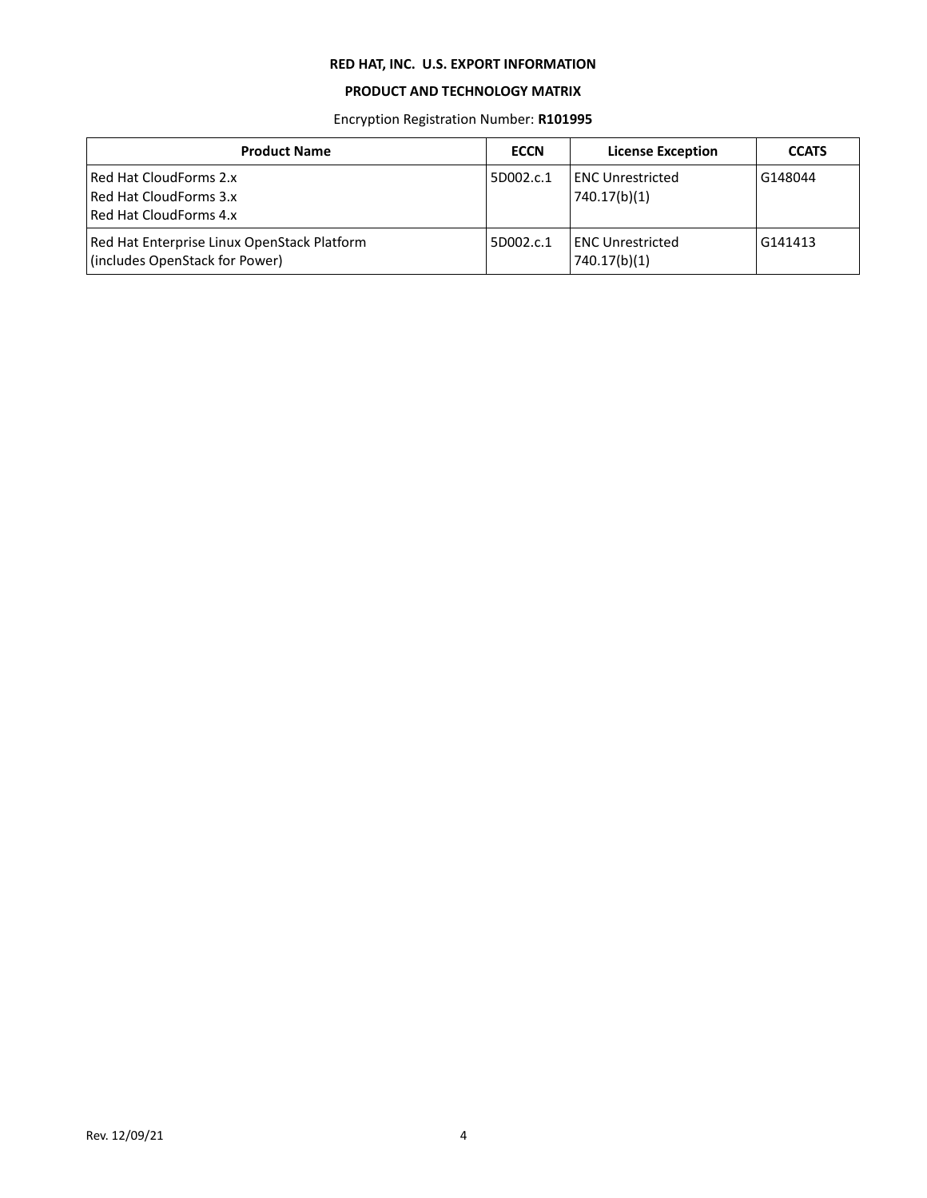**RED HAT, INC. U.S. EXPORT INFORMATION**

**PRODUCT AND TECHNOLOGY MATRIX**

Encryption Registration Number: **R101995**

| Product Name | ECCN | License Exception | CCATS |
| --- | --- | --- | --- |
| Red Hat CloudForms 2.x<br>Red Hat CloudForms 3.x<br>Red Hat CloudForms 4.x | 5D002.c.1 | ENC Unrestricted 740.17(b)(1) | G148044 |
| Red Hat Enterprise Linux OpenStack Platform (includes OpenStack for Power) | 5D002.c.1 | ENC Unrestricted 740.17(b)(1) | G141413 |

Rev. 12/09/21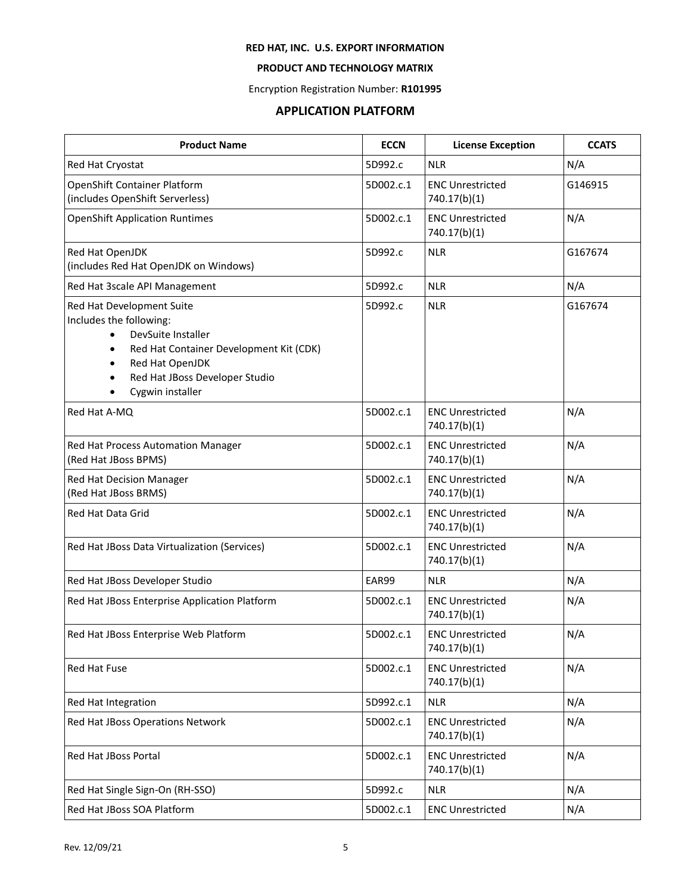**RED HAT, INC. U.S. EXPORT INFORMATION**

**PRODUCT AND TECHNOLOGY MATRIX**

Encryption Registration Number: **R101995**

## APPLICATION PLATFORM

| Product Name | ECCN | License Exception | CCATS |
|---|---|---|---|
| Red Hat Cryostat | 5D992.c | NLR | N/A |
| OpenShift Container Platform (includes OpenShift Serverless) | 5D002.c.1 | ENC Unrestricted 740.17(b)(1) | G146915 |
| OpenShift Application Runtimes | 5D002.c.1 | ENC Unrestricted 740.17(b)(1) | N/A |
| Red Hat OpenJDK (includes Red Hat OpenJDK on Windows) | 5D992.c | NLR | G167674 |
| Red Hat 3scale API Management | 5D992.c | NLR | N/A |
| Red Hat Development Suite<br>Includes the following:<br>• DevSuite Installer<br>• Red Hat Container Development Kit (CDK)<br>• Red Hat OpenJDK<br>• Red Hat JBoss Developer Studio<br>• Cygwin installer | 5D992.c | NLR | G167674 |
| Red Hat A-MQ | 5D002.c.1 | ENC Unrestricted 740.17(b)(1) | N/A |
| Red Hat Process Automation Manager (Red Hat JBoss BPMS) | 5D002.c.1 | ENC Unrestricted 740.17(b)(1) | N/A |
| Red Hat Decision Manager (Red Hat JBoss BRMS) | 5D002.c.1 | ENC Unrestricted 740.17(b)(1) | N/A |
| Red Hat Data Grid | 5D002.c.1 | ENC Unrestricted 740.17(b)(1) | N/A |
| Red Hat JBoss Data Virtualization (Services) | 5D002.c.1 | ENC Unrestricted 740.17(b)(1) | N/A |
| Red Hat JBoss Developer Studio | EAR99 | NLR | N/A |
| Red Hat JBoss Enterprise Application Platform | 5D002.c.1 | ENC Unrestricted 740.17(b)(1) | N/A |
| Red Hat JBoss Enterprise Web Platform | 5D002.c.1 | ENC Unrestricted 740.17(b)(1) | N/A |
| Red Hat Fuse | 5D002.c.1 | ENC Unrestricted 740.17(b)(1) | N/A |
| Red Hat Integration | 5D992.c.1 | NLR | N/A |
| Red Hat JBoss Operations Network | 5D002.c.1 | ENC Unrestricted 740.17(b)(1) | N/A |
| Red Hat JBoss Portal | 5D002.c.1 | ENC Unrestricted 740.17(b)(1) | N/A |
| Red Hat Single Sign-On (RH-SSO) | 5D992.c | NLR | N/A |
| Red Hat JBoss SOA Platform | 5D002.c.1 | ENC Unrestricted | N/A |

Rev. 12/09/21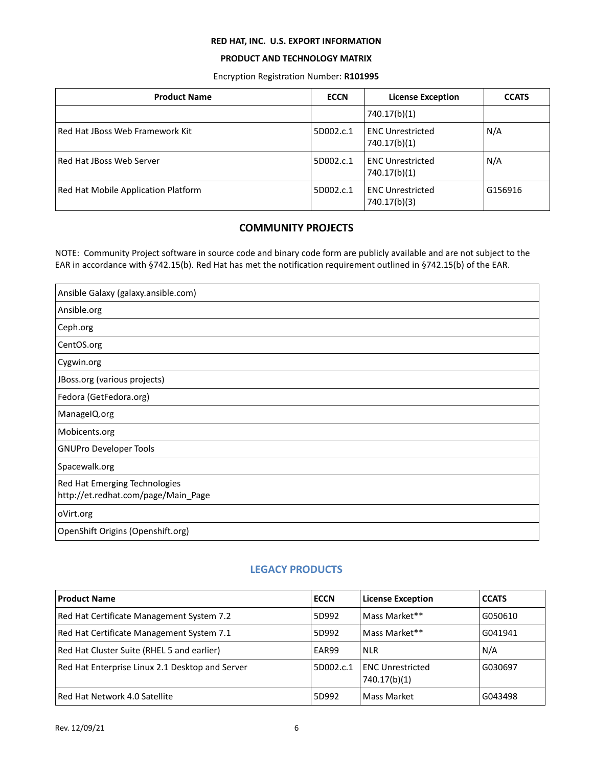**RED HAT, INC. U.S. EXPORT INFORMATION**

**PRODUCT AND TECHNOLOGY MATRIX**

Encryption Registration Number: **R101995**

| Product Name | ECCN | License Exception | CCATS |
|---|---|---|---|
| | | 740.17(b)(1) | |
| Red Hat JBoss Web Framework Kit | 5D002.c.1 | ENC Unrestricted 740.17(b)(1) | N/A |
| Red Hat JBoss Web Server | 5D002.c.1 | ENC Unrestricted 740.17(b)(1) | N/A |
| Red Hat Mobile Application Platform | 5D002.c.1 | ENC Unrestricted 740.17(b)(3) | G156916 |

## COMMUNITY PROJECTS

NOTE: Community Project software in source code and binary code form are publicly available and are not subject to the EAR in accordance with §742.15(b). Red Hat has met the notification requirement outlined in §742.15(b) of the EAR.

| |
|---|
| Ansible Galaxy (galaxy.ansible.com) |
| Ansible.org |
| Ceph.org |
| CentOS.org |
| Cygwin.org |
| JBoss.org (various projects) |
| Fedora (GetFedora.org) |
| ManageIQ.org |
| Mobicents.org |
| GNUPro Developer Tools |
| Spacewalk.org |
| Red Hat Emerging Technologies http://et.redhat.com/page/Main_Page |
| oVirt.org |
| OpenShift Origins (Openshift.org) |

## LEGACY PRODUCTS

| Product Name | ECCN | License Exception | CCATS |
|---|---|---|---|
| Red Hat Certificate Management System 7.2 | 5D992 | Mass Market** | G050610 |
| Red Hat Certificate Management System 7.1 | 5D992 | Mass Market** | G041941 |
| Red Hat Cluster Suite (RHEL 5 and earlier) | EAR99 | NLR | N/A |
| Red Hat Enterprise Linux 2.1 Desktop and Server | 5D002.c.1 | ENC Unrestricted 740.17(b)(1) | G030697 |
| Red Hat Network 4.0 Satellite | 5D992 | Mass Market | G043498 |

Rev. 12/09/21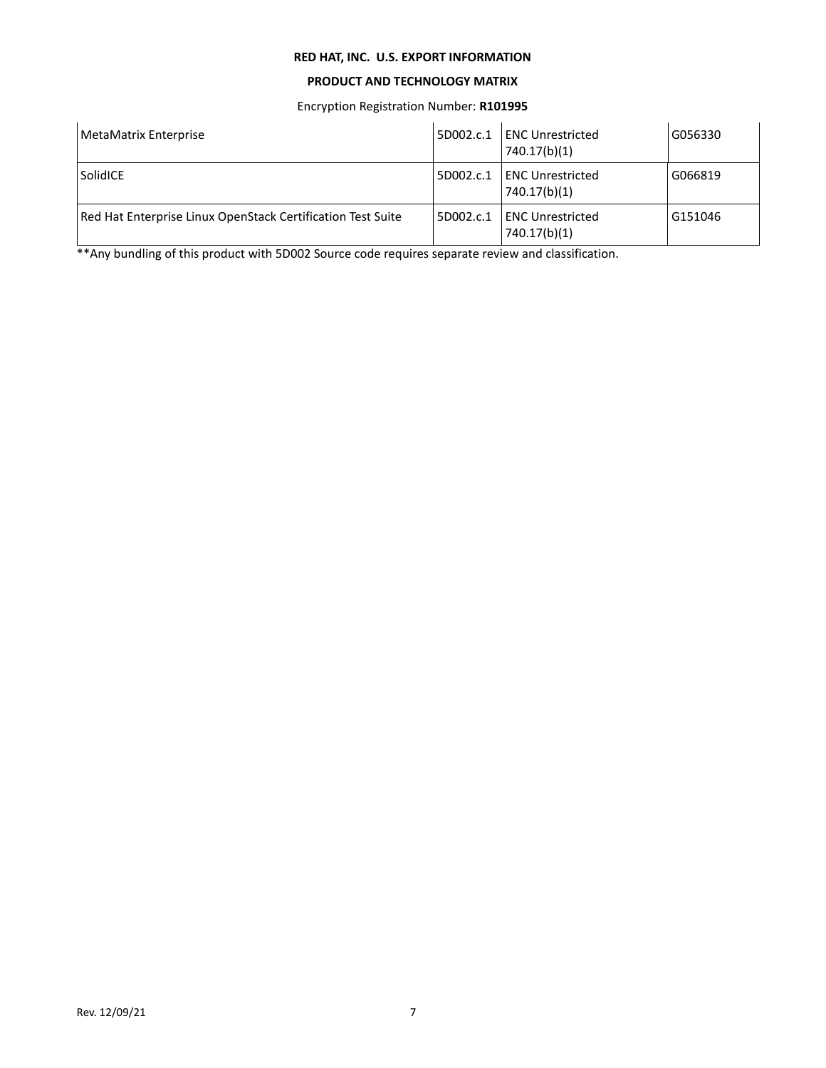**RED HAT, INC. U.S. EXPORT INFORMATION**

**PRODUCT AND TECHNOLOGY MATRIX**

Encryption Registration Number: **R101995**

| | | | |
|---|---|---|---|
| MetaMatrix Enterprise | 5D002.c.1 | ENC Unrestricted 740.17(b)(1) | G056330 |
| SolidICE | 5D002.c.1 | ENC Unrestricted 740.17(b)(1) | G066819 |
| Red Hat Enterprise Linux OpenStack Certification Test Suite | 5D002.c.1 | ENC Unrestricted 740.17(b)(1) | G151046 |

**Any bundling of this product with 5D002 Source code requires separate review and classification.

Rev. 12/09/21